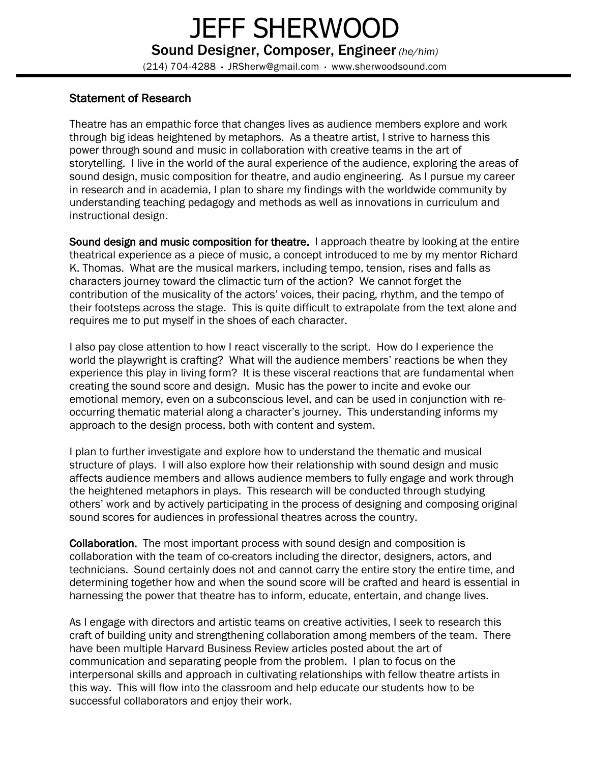# JEFF SHERWOOD

**Sound Designer, Composer, Engineer** *(he/him)*

(214) 704-4288 • JRSherw@gmail.com • www.sherwoodsound.com

---

## Statement of Research

Theatre has an empathic force that changes lives as audience members explore and work through big ideas heightened by metaphors. As a theatre artist, I strive to harness this power through sound and music in collaboration with creative teams in the art of storytelling. I live in the world of the aural experience of the audience, exploring the areas of sound design, music composition for theatre, and audio engineering. As I pursue my career in research and in academia, I plan to share my findings with the worldwide community by understanding teaching pedagogy and methods as well as innovations in curriculum and instructional design.

**Sound design and music composition for theatre.** I approach theatre by looking at the entire theatrical experience as a piece of music, a concept introduced to me by my mentor Richard K. Thomas. What are the musical markers, including tempo, tension, rises and falls as characters journey toward the climactic turn of the action? We cannot forget the contribution of the musicality of the actors' voices, their pacing, rhythm, and the tempo of their footsteps across the stage. This is quite difficult to extrapolate from the text alone and requires me to put myself in the shoes of each character.

I also pay close attention to how I react viscerally to the script. How do I experience the world the playwright is crafting? What will the audience members' reactions be when they experience this play in living form? It is these visceral reactions that are fundamental when creating the sound score and design. Music has the power to incite and evoke our emotional memory, even on a subconscious level, and can be used in conjunction with re-occurring thematic material along a character's journey. This understanding informs my approach to the design process, both with content and system.

I plan to further investigate and explore how to understand the thematic and musical structure of plays. I will also explore how their relationship with sound design and music affects audience members and allows audience members to fully engage and work through the heightened metaphors in plays. This research will be conducted through studying others' work and by actively participating in the process of designing and composing original sound scores for audiences in professional theatres across the country.

**Collaboration.** The most important process with sound design and composition is collaboration with the team of co-creators including the director, designers, actors, and technicians. Sound certainly does not and cannot carry the entire story the entire time, and determining together how and when the sound score will be crafted and heard is essential in harnessing the power that theatre has to inform, educate, entertain, and change lives.

As I engage with directors and artistic teams on creative activities, I seek to research this craft of building unity and strengthening collaboration among members of the team. There have been multiple Harvard Business Review articles posted about the art of communication and separating people from the problem. I plan to focus on the interpersonal skills and approach in cultivating relationships with fellow theatre artists in this way. This will flow into the classroom and help educate our students how to be successful collaborators and enjoy their work.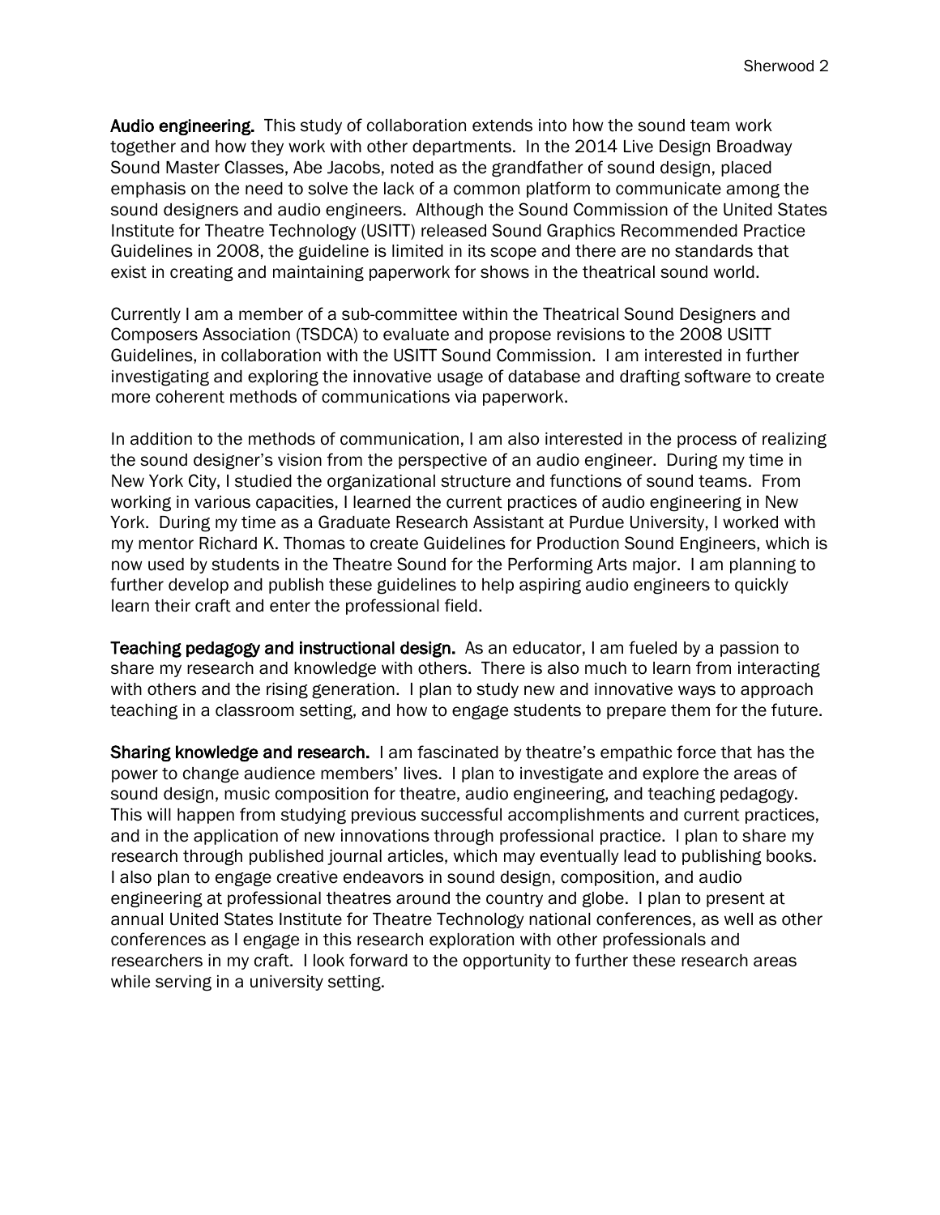**Audio engineering.** This study of collaboration extends into how the sound team work together and how they work with other departments. In the 2014 Live Design Broadway Sound Master Classes, Abe Jacobs, noted as the grandfather of sound design, placed emphasis on the need to solve the lack of a common platform to communicate among the sound designers and audio engineers. Although the Sound Commission of the United States Institute for Theatre Technology (USITT) released Sound Graphics Recommended Practice Guidelines in 2008, the guideline is limited in its scope and there are no standards that exist in creating and maintaining paperwork for shows in the theatrical sound world.

Currently I am a member of a sub-committee within the Theatrical Sound Designers and Composers Association (TSDCA) to evaluate and propose revisions to the 2008 USITT Guidelines, in collaboration with the USITT Sound Commission. I am interested in further investigating and exploring the innovative usage of database and drafting software to create more coherent methods of communications via paperwork.

In addition to the methods of communication, I am also interested in the process of realizing the sound designer's vision from the perspective of an audio engineer. During my time in New York City, I studied the organizational structure and functions of sound teams. From working in various capacities, I learned the current practices of audio engineering in New York. During my time as a Graduate Research Assistant at Purdue University, I worked with my mentor Richard K. Thomas to create Guidelines for Production Sound Engineers, which is now used by students in the Theatre Sound for the Performing Arts major. I am planning to further develop and publish these guidelines to help aspiring audio engineers to quickly learn their craft and enter the professional field.

**Teaching pedagogy and instructional design.** As an educator, I am fueled by a passion to share my research and knowledge with others. There is also much to learn from interacting with others and the rising generation. I plan to study new and innovative ways to approach teaching in a classroom setting, and how to engage students to prepare them for the future.

**Sharing knowledge and research.** I am fascinated by theatre's empathic force that has the power to change audience members' lives. I plan to investigate and explore the areas of sound design, music composition for theatre, audio engineering, and teaching pedagogy. This will happen from studying previous successful accomplishments and current practices, and in the application of new innovations through professional practice. I plan to share my research through published journal articles, which may eventually lead to publishing books. I also plan to engage creative endeavors in sound design, composition, and audio engineering at professional theatres around the country and globe. I plan to present at annual United States Institute for Theatre Technology national conferences, as well as other conferences as I engage in this research exploration with other professionals and researchers in my craft. I look forward to the opportunity to further these research areas while serving in a university setting.